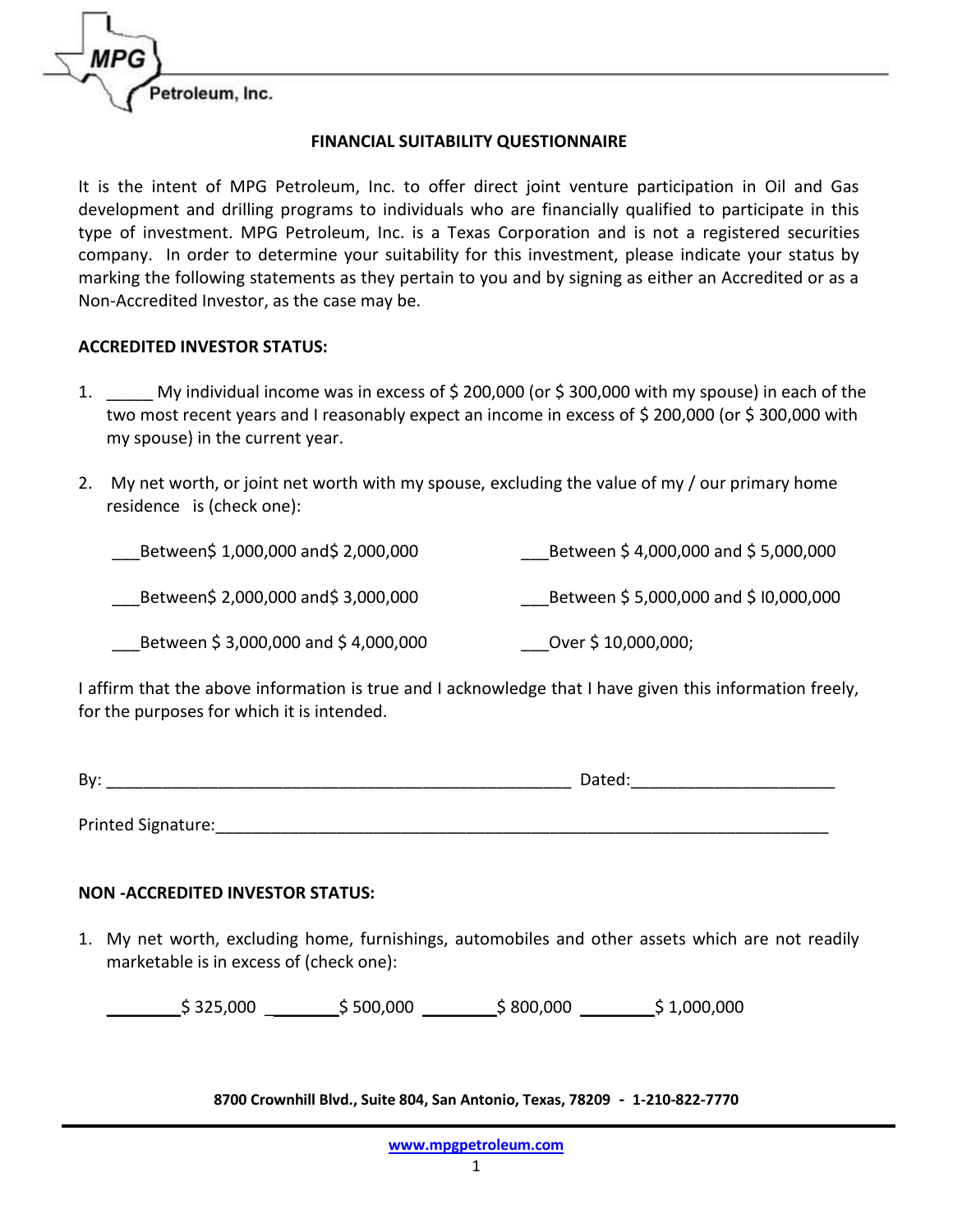MPG Petroleum, Inc.

## FINANCIAL SUITABILITY QUESTIONNAIRE

It is the intent of MPG Petroleum, Inc. to offer direct joint venture participation in Oil and Gas development and drilling programs to individuals who are financially qualified to participate in this type of investment. MPG Petroleum, Inc. is a Texas Corporation and is not a registered securities company. In order to determine your suitability for this investment, please indicate your status by marking the following statements as they pertain to you and by signing as either an Accredited or as a Non-Accredited Investor, as the case may be.

### ACCREDITED INVESTOR STATUS:

1. _____ My individual income was in excess of $ 200,000 (or $ 300,000 with my spouse) in each of the two most recent years and I reasonably expect an income in excess of $ 200,000 (or $ 300,000 with my spouse) in the current year.

2. My net worth, or joint net worth with my spouse, excluding the value of my / our primary home residence is (check one):

___Between$ 1,000,000 and$ 2,000,000

___Between$ 2,000,000 and$ 3,000,000

___Between $ 3,000,000 and $ 4,000,000

___Between $ 4,000,000 and $ 5,000,000

___Between $ 5,000,000 and $ I0,000,000

___Over $ 10,000,000;

I affirm that the above information is true and I acknowledge that I have given this information freely, for the purposes for which it is intended.

By: ___________________________________________________ Dated:_____________________

Printed Signature:_____________________________________________________________________

### NON -ACCREDITED INVESTOR STATUS:

1. My net worth, excluding home, furnishings, automobiles and other assets which are not readily marketable is in excess of (check one):

________$ 325,000 ________$ 500,000 ________$ 800,000 ________$ 1,000,000

8700 Crownhill Blvd., Suite 804, San Antonio, Texas, 78209 - 1-210-822-7770

www.mpgpetroleum.com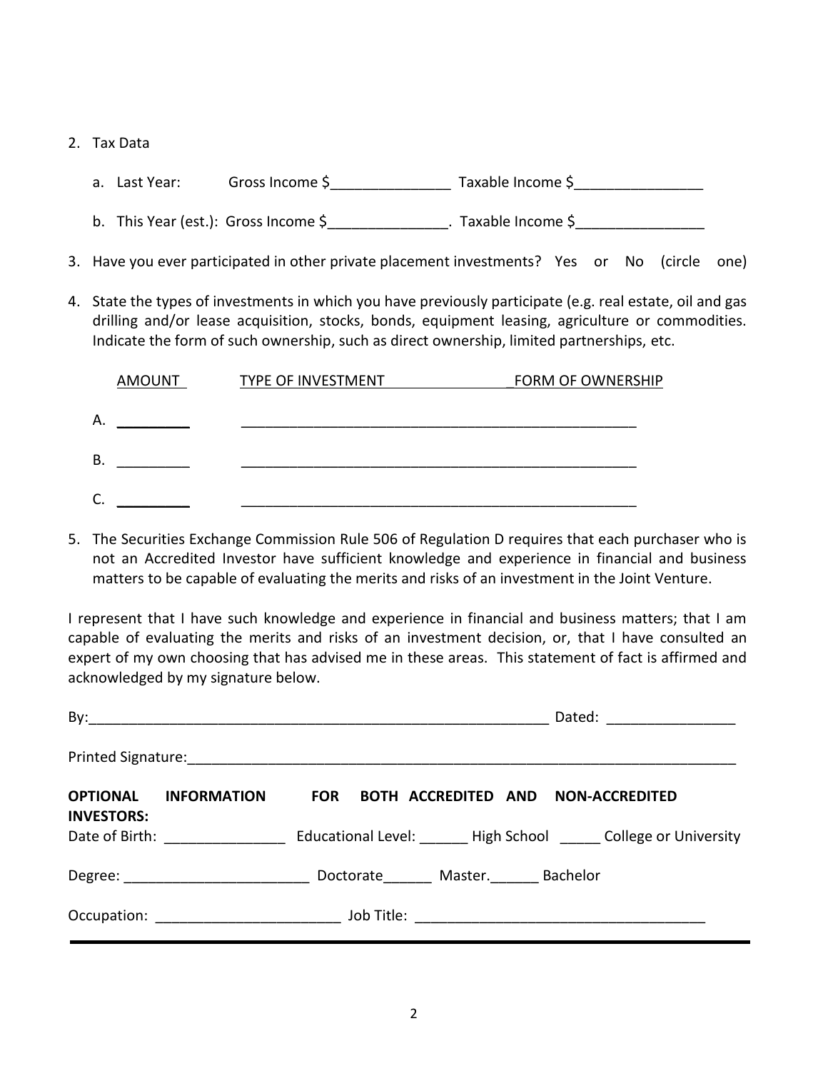2. Tax Data

   a. Last Year: Gross Income $_______________ Taxable Income $________________

   b. This Year (est.): Gross Income $_______________. Taxable Income $________________

3. Have you ever participated in other private placement investments? Yes or No (circle one)

4. State the types of investments in which you have previously participate (e.g. real estate, oil and gas drilling and/or lease acquisition, stocks, bonds, equipment leasing, agriculture or commodities. Indicate the form of such ownership, such as direct ownership, limited partnerships, etc.

| | AMOUNT | TYPE OF INVESTMENT | FORM OF OWNERSHIP |
|---|---|---|---|
| A. | _________ | ____________________________________________________ | |
| B. | _________ | ____________________________________________________ | |
| C. | _________ | ____________________________________________________ | |

5. The Securities Exchange Commission Rule 506 of Regulation D requires that each purchaser who is not an Accredited Investor have sufficient knowledge and experience in financial and business matters to be capable of evaluating the merits and risks of an investment in the Joint Venture.

I represent that I have such knowledge and experience in financial and business matters; that I am capable of evaluating the merits and risks of an investment decision, or, that I have consulted an expert of my own choosing that has advised me in these areas. This statement of fact is affirmed and acknowledged by my signature below.

By:___________________________________________________________ Dated: ________________

Printed Signature:_________________________________________________________________________

**OPTIONAL INFORMATION FOR BOTH ACCREDITED AND NON-ACCREDITED INVESTORS:**

Date of Birth: _______________ Educational Level: ______ High School _____ College or University

Degree: _______________________ Doctorate______ Master.______ Bachelor

Occupation: _______________________ Job Title: ____________________________________